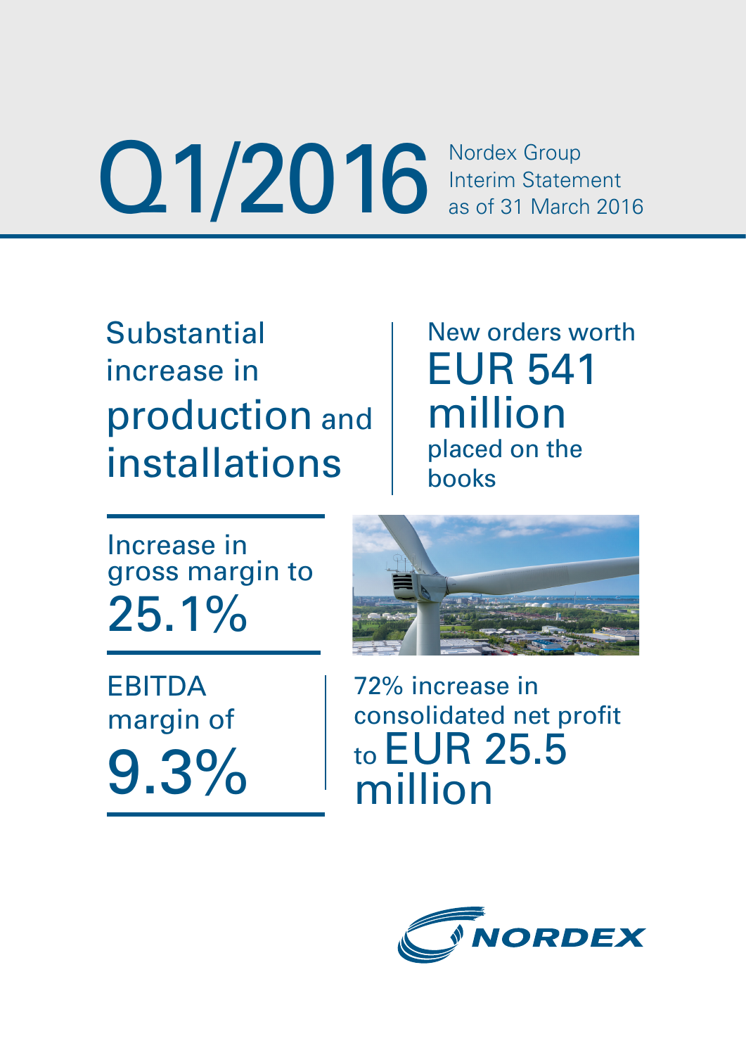# Q1/2016

Nordex Group
Interim Statement
as of 31 March 2016

Substantial increase in production and installations

New orders worth EUR 541 million placed on the books

Increase in gross margin to 25.1%

EBITDA margin of 9.3%

72% increase in consolidated net profit to EUR 25.5 million

NORDEX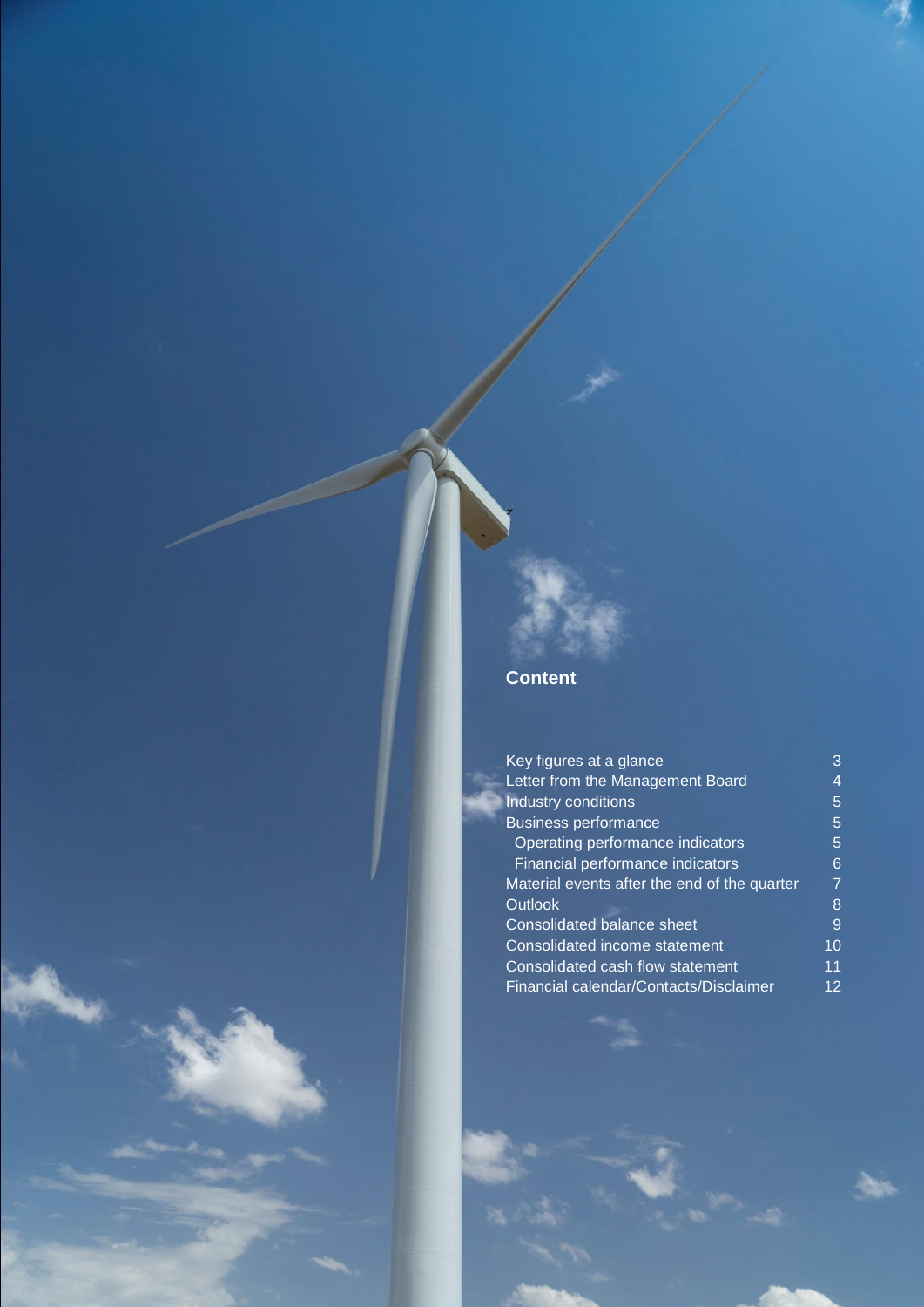## Content

| | |
|---|---|
| Key figures at a glance | 3 |
| Letter from the Management Board | 4 |
| Industry conditions | 5 |
| Business performance | 5 |
| Operating performance indicators | 5 |
| Financial performance indicators | 6 |
| Material events after the end of the quarter | 7 |
| Outlook | 8 |
| Consolidated balance sheet | 9 |
| Consolidated income statement | 10 |
| Consolidated cash flow statement | 11 |
| Financial calendar/Contacts/Disclaimer | 12 |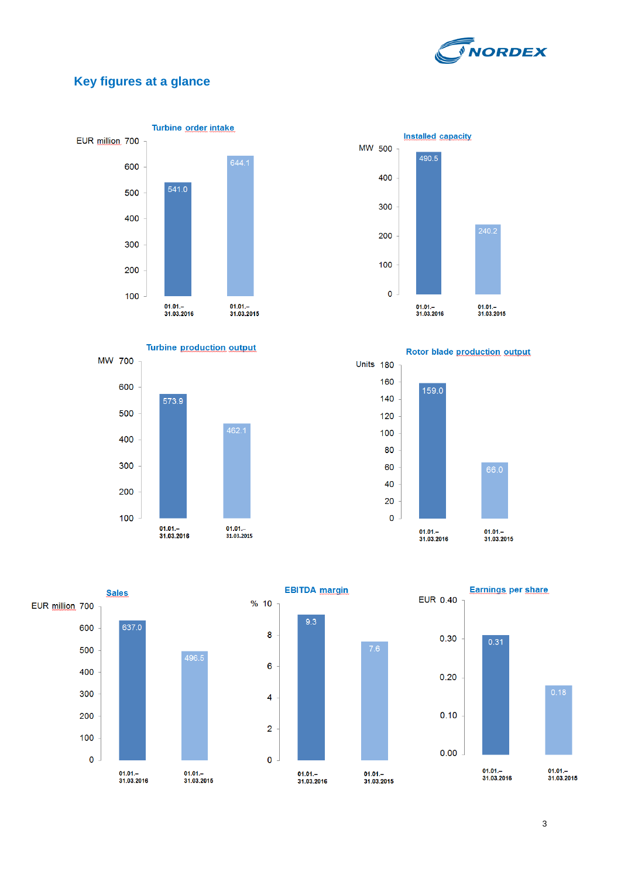# Key figures at a glance

### Turbine order intake

EUR million

| Period | Value |
|---|---|
| 01.01.–31.03.2016 | 541.0 |
| 01.01.–31.03.2015 | 644.1 |

### Installed capacity

MW

| Period | Value |
|---|---|
| 01.01.–31.03.2016 | 490.5 |
| 01.01.–31.03.2015 | 240.2 |

### Turbine production output

MW

| Period | Value |
|---|---|
| 01.01.–31.03.2016 | 573.9 |
| 01.01.–31.03.2015 | 462.1 |

### Rotor blade production output

Units

| Period | Value |
|---|---|
| 01.01.–31.03.2016 | 159.0 |
| 01.01.–31.03.2015 | 66.0 |

### Sales

EUR million

| Period | Value |
|---|---|
| 01.01.–31.03.2016 | 637.0 |
| 01.01.–31.03.2015 | 496.5 |

### EBITDA margin

%

| Period | Value |
|---|---|
| 01.01.–31.03.2016 | 9.3 |
| 01.01.–31.03.2015 | 7.6 |

### Earnings per share

EUR

| Period | Value |
|---|---|
| 01.01.–31.03.2016 | 0.31 |
| 01.01.–31.03.2015 | 0.18 |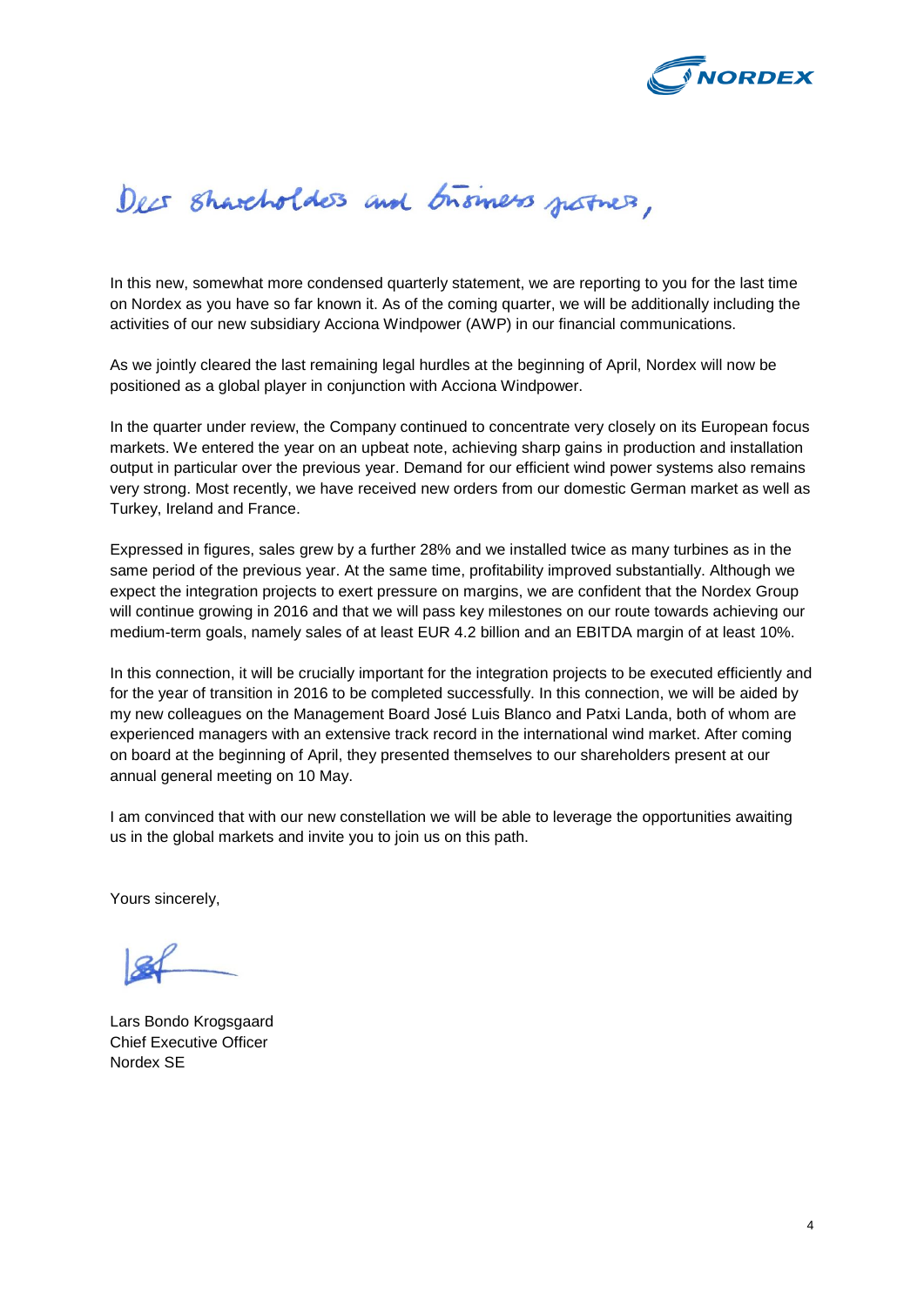Dear shareholders and business partners,

In this new, somewhat more condensed quarterly statement, we are reporting to you for the last time on Nordex as you have so far known it. As of the coming quarter, we will be additionally including the activities of our new subsidiary Acciona Windpower (AWP) in our financial communications.

As we jointly cleared the last remaining legal hurdles at the beginning of April, Nordex will now be positioned as a global player in conjunction with Acciona Windpower.

In the quarter under review, the Company continued to concentrate very closely on its European focus markets. We entered the year on an upbeat note, achieving sharp gains in production and installation output in particular over the previous year. Demand for our efficient wind power systems also remains very strong. Most recently, we have received new orders from our domestic German market as well as Turkey, Ireland and France.

Expressed in figures, sales grew by a further 28% and we installed twice as many turbines as in the same period of the previous year. At the same time, profitability improved substantially. Although we expect the integration projects to exert pressure on margins, we are confident that the Nordex Group will continue growing in 2016 and that we will pass key milestones on our route towards achieving our medium-term goals, namely sales of at least EUR 4.2 billion and an EBITDA margin of at least 10%.

In this connection, it will be crucially important for the integration projects to be executed efficiently and for the year of transition in 2016 to be completed successfully. In this connection, we will be aided by my new colleagues on the Management Board José Luis Blanco and Patxi Landa, both of whom are experienced managers with an extensive track record in the international wind market. After coming on board at the beginning of April, they presented themselves to our shareholders present at our annual general meeting on 10 May.

I am convinced that with our new constellation we will be able to leverage the opportunities awaiting us in the global markets and invite you to join us on this path.

Yours sincerely,

Lars Bondo Krogsgaard
Chief Executive Officer
Nordex SE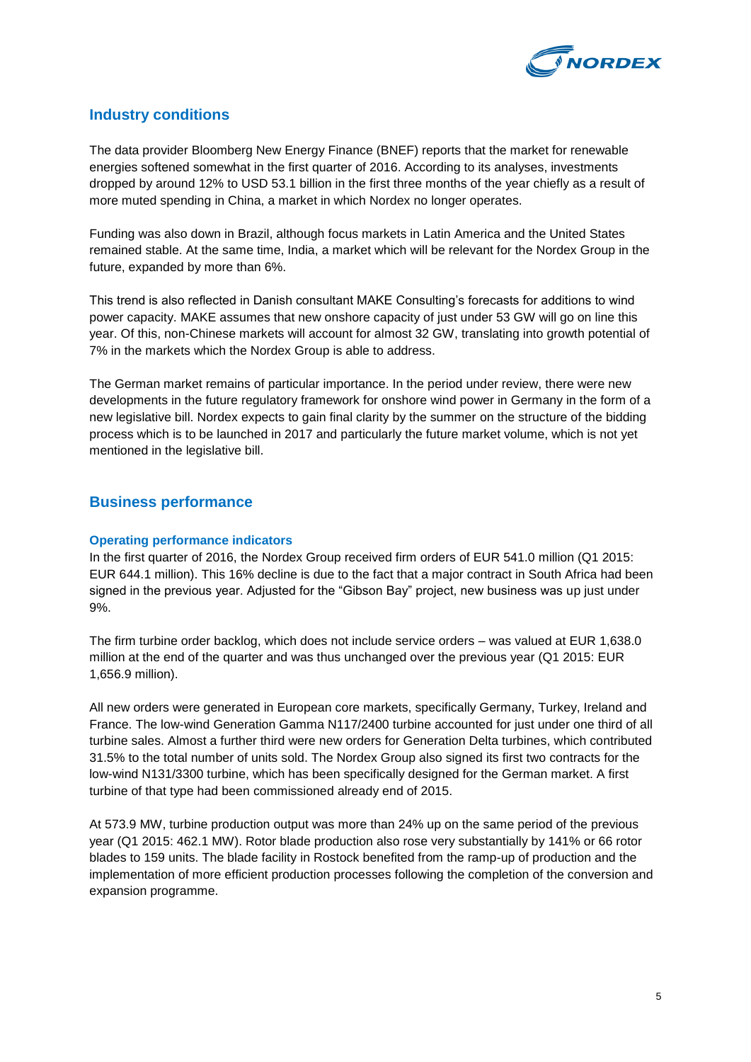## Industry conditions

The data provider Bloomberg New Energy Finance (BNEF) reports that the market for renewable energies softened somewhat in the first quarter of 2016. According to its analyses, investments dropped by around 12% to USD 53.1 billion in the first three months of the year chiefly as a result of more muted spending in China, a market in which Nordex no longer operates.

Funding was also down in Brazil, although focus markets in Latin America and the United States remained stable. At the same time, India, a market which will be relevant for the Nordex Group in the future, expanded by more than 6%.

This trend is also reflected in Danish consultant MAKE Consulting's forecasts for additions to wind power capacity. MAKE assumes that new onshore capacity of just under 53 GW will go on line this year. Of this, non-Chinese markets will account for almost 32 GW, translating into growth potential of 7% in the markets which the Nordex Group is able to address.

The German market remains of particular importance. In the period under review, there were new developments in the future regulatory framework for onshore wind power in Germany in the form of a new legislative bill. Nordex expects to gain final clarity by the summer on the structure of the bidding process which is to be launched in 2017 and particularly the future market volume, which is not yet mentioned in the legislative bill.

## Business performance

### Operating performance indicators

In the first quarter of 2016, the Nordex Group received firm orders of EUR 541.0 million (Q1 2015: EUR 644.1 million). This 16% decline is due to the fact that a major contract in South Africa had been signed in the previous year. Adjusted for the "Gibson Bay" project, new business was up just under 9%.

The firm turbine order backlog, which does not include service orders – was valued at EUR 1,638.0 million at the end of the quarter and was thus unchanged over the previous year (Q1 2015: EUR 1,656.9 million).

All new orders were generated in European core markets, specifically Germany, Turkey, Ireland and France. The low-wind Generation Gamma N117/2400 turbine accounted for just under one third of all turbine sales. Almost a further third were new orders for Generation Delta turbines, which contributed 31.5% to the total number of units sold. The Nordex Group also signed its first two contracts for the low-wind N131/3300 turbine, which has been specifically designed for the German market. A first turbine of that type had been commissioned already end of 2015.

At 573.9 MW, turbine production output was more than 24% up on the same period of the previous year (Q1 2015: 462.1 MW). Rotor blade production also rose very substantially by 141% or 66 rotor blades to 159 units. The blade facility in Rostock benefited from the ramp-up of production and the implementation of more efficient production processes following the completion of the conversion and expansion programme.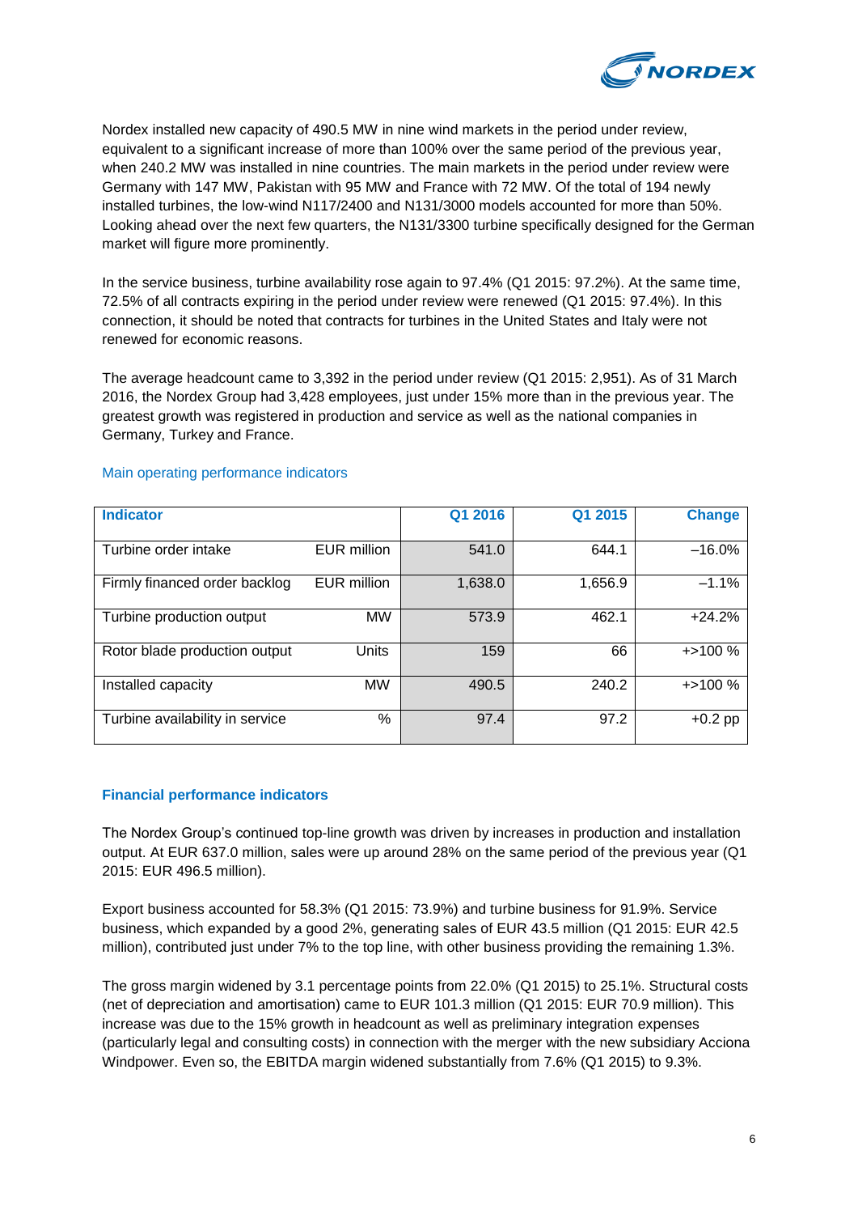Nordex installed new capacity of 490.5 MW in nine wind markets in the period under review, equivalent to a significant increase of more than 100% over the same period of the previous year, when 240.2 MW was installed in nine countries. The main markets in the period under review were Germany with 147 MW, Pakistan with 95 MW and France with 72 MW. Of the total of 194 newly installed turbines, the low-wind N117/2400 and N131/3000 models accounted for more than 50%. Looking ahead over the next few quarters, the N131/3300 turbine specifically designed for the German market will figure more prominently.

In the service business, turbine availability rose again to 97.4% (Q1 2015: 97.2%). At the same time, 72.5% of all contracts expiring in the period under review were renewed (Q1 2015: 97.4%). In this connection, it should be noted that contracts for turbines in the United States and Italy were not renewed for economic reasons.

The average headcount came to 3,392 in the period under review (Q1 2015: 2,951). As of 31 March 2016, the Nordex Group had 3,428 employees, just under 15% more than in the previous year. The greatest growth was registered in production and service as well as the national companies in Germany, Turkey and France.

### Main operating performance indicators

| Indicator | | Q1 2016 | Q1 2015 | Change |
|---|---|---|---|---|
| Turbine order intake | EUR million | 541.0 | 644.1 | –16.0% |
| Firmly financed order backlog | EUR million | 1,638.0 | 1,656.9 | –1.1% |
| Turbine production output | MW | 573.9 | 462.1 | +24.2% |
| Rotor blade production output | Units | 159 | 66 | +>100 % |
| Installed capacity | MW | 490.5 | 240.2 | +>100 % |
| Turbine availability in service | % | 97.4 | 97.2 | +0.2 pp |

### Financial performance indicators

The Nordex Group's continued top-line growth was driven by increases in production and installation output. At EUR 637.0 million, sales were up around 28% on the same period of the previous year (Q1 2015: EUR 496.5 million).

Export business accounted for 58.3% (Q1 2015: 73.9%) and turbine business for 91.9%. Service business, which expanded by a good 2%, generating sales of EUR 43.5 million (Q1 2015: EUR 42.5 million), contributed just under 7% to the top line, with other business providing the remaining 1.3%.

The gross margin widened by 3.1 percentage points from 22.0% (Q1 2015) to 25.1%. Structural costs (net of depreciation and amortisation) came to EUR 101.3 million (Q1 2015: EUR 70.9 million). This increase was due to the 15% growth in headcount as well as preliminary integration expenses (particularly legal and consulting costs) in connection with the merger with the new subsidiary Acciona Windpower. Even so, the EBITDA margin widened substantially from 7.6% (Q1 2015) to 9.3%.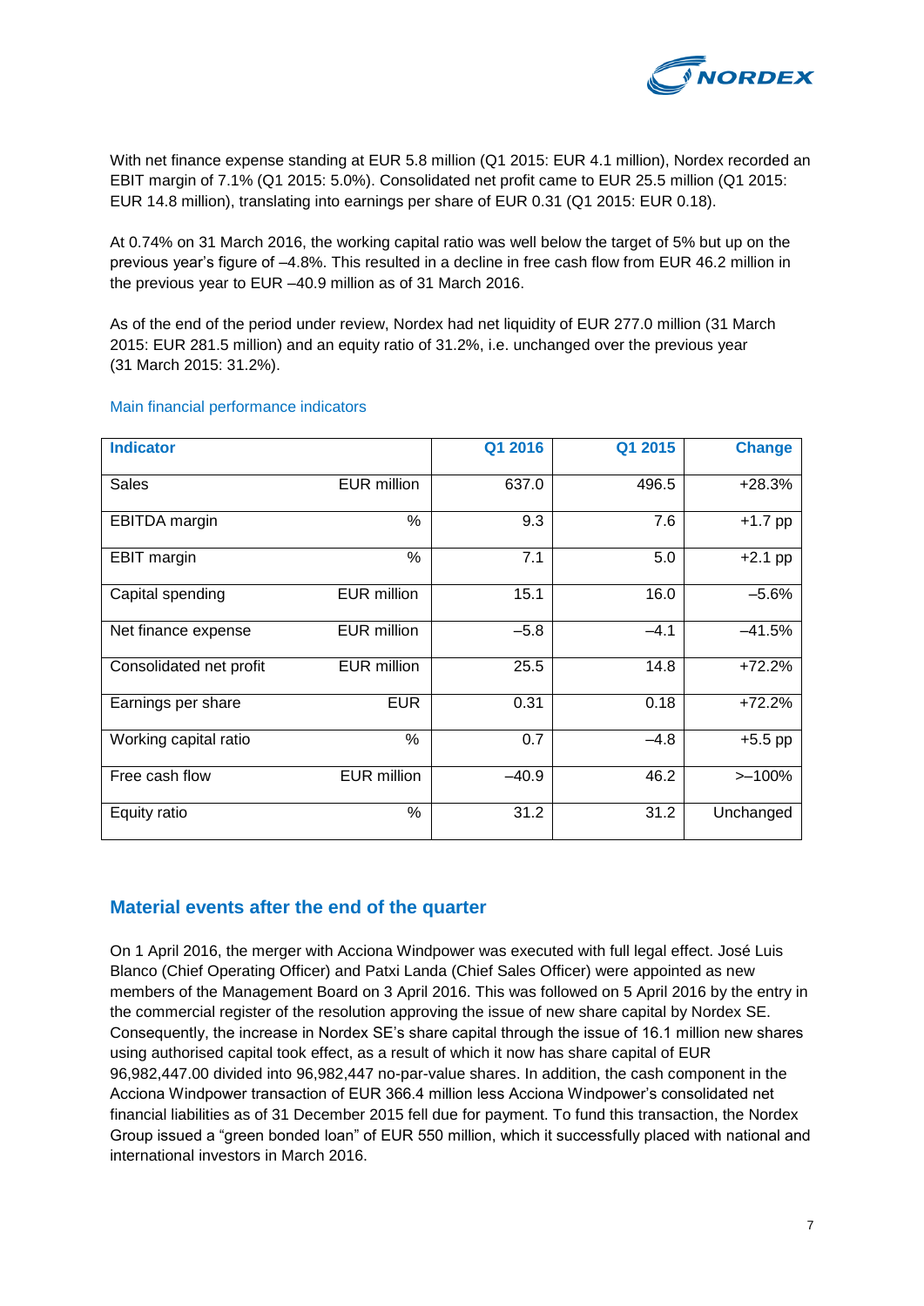With net finance expense standing at EUR 5.8 million (Q1 2015: EUR 4.1 million), Nordex recorded an EBIT margin of 7.1% (Q1 2015: 5.0%). Consolidated net profit came to EUR 25.5 million (Q1 2015: EUR 14.8 million), translating into earnings per share of EUR 0.31 (Q1 2015: EUR 0.18).

At 0.74% on 31 March 2016, the working capital ratio was well below the target of 5% but up on the previous year's figure of –4.8%. This resulted in a decline in free cash flow from EUR 46.2 million in the previous year to EUR –40.9 million as of 31 March 2016.

As of the end of the period under review, Nordex had net liquidity of EUR 277.0 million (31 March 2015: EUR 281.5 million) and an equity ratio of 31.2%, i.e. unchanged over the previous year (31 March 2015: 31.2%).

Main financial performance indicators

| Indicator | | Q1 2016 | Q1 2015 | Change |
|---|---|---|---|---|
| Sales | EUR million | 637.0 | 496.5 | +28.3% |
| EBITDA margin | % | 9.3 | 7.6 | +1.7 pp |
| EBIT margin | % | 7.1 | 5.0 | +2.1 pp |
| Capital spending | EUR million | 15.1 | 16.0 | –5.6% |
| Net finance expense | EUR million | –5.8 | –4.1 | –41.5% |
| Consolidated net profit | EUR million | 25.5 | 14.8 | +72.2% |
| Earnings per share | EUR | 0.31 | 0.18 | +72.2% |
| Working capital ratio | % | 0.7 | –4.8 | +5.5 pp |
| Free cash flow | EUR million | –40.9 | 46.2 | >–100% |
| Equity ratio | % | 31.2 | 31.2 | Unchanged |

## Material events after the end of the quarter

On 1 April 2016, the merger with Acciona Windpower was executed with full legal effect. José Luis Blanco (Chief Operating Officer) and Patxi Landa (Chief Sales Officer) were appointed as new members of the Management Board on 3 April 2016. This was followed on 5 April 2016 by the entry in the commercial register of the resolution approving the issue of new share capital by Nordex SE. Consequently, the increase in Nordex SE's share capital through the issue of 16.1 million new shares using authorised capital took effect, as a result of which it now has share capital of EUR 96,982,447.00 divided into 96,982,447 no-par-value shares. In addition, the cash component in the Acciona Windpower transaction of EUR 366.4 million less Acciona Windpower's consolidated net financial liabilities as of 31 December 2015 fell due for payment. To fund this transaction, the Nordex Group issued a "green bonded loan" of EUR 550 million, which it successfully placed with national and international investors in March 2016.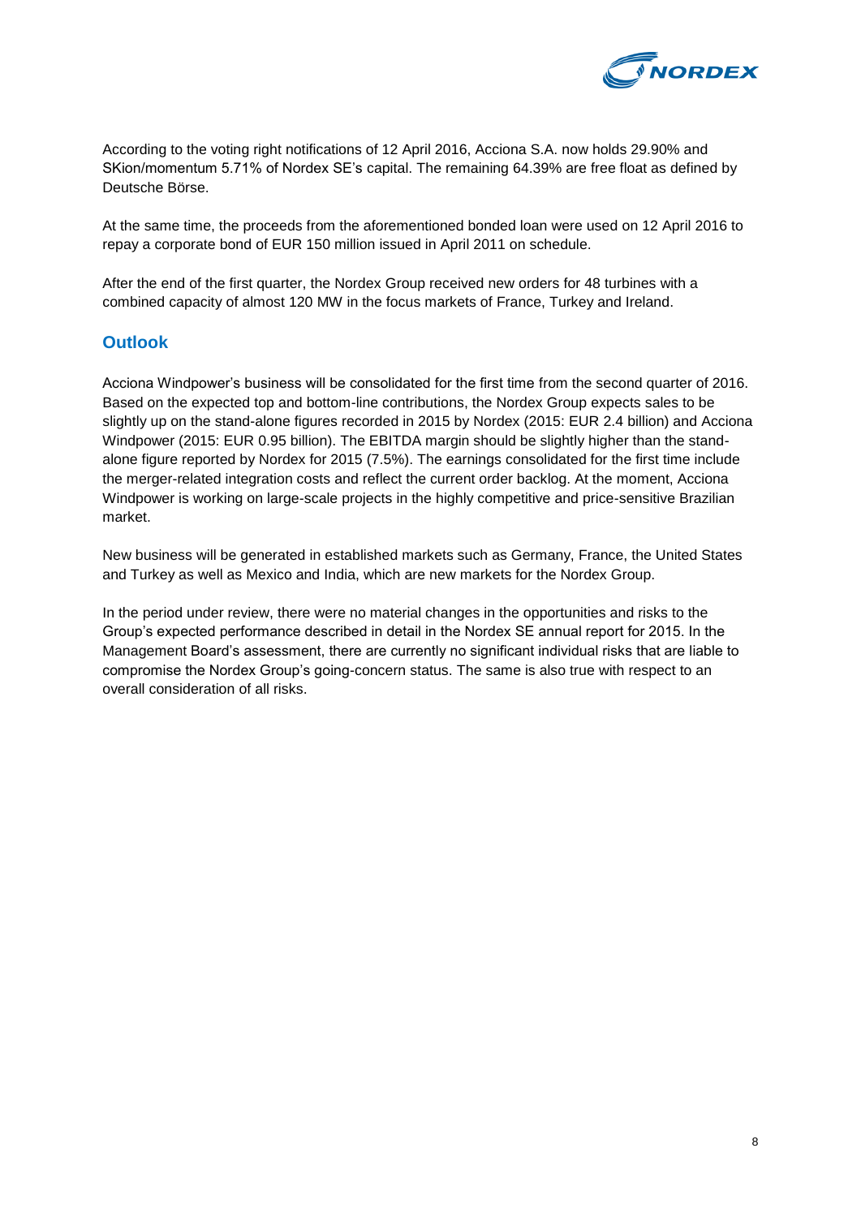According to the voting right notifications of 12 April 2016, Acciona S.A. now holds 29.90% and SKion/momentum 5.71% of Nordex SE's capital. The remaining 64.39% are free float as defined by Deutsche Börse.

At the same time, the proceeds from the aforementioned bonded loan were used on 12 April 2016 to repay a corporate bond of EUR 150 million issued in April 2011 on schedule.

After the end of the first quarter, the Nordex Group received new orders for 48 turbines with a combined capacity of almost 120 MW in the focus markets of France, Turkey and Ireland.

## Outlook

Acciona Windpower's business will be consolidated for the first time from the second quarter of 2016. Based on the expected top and bottom-line contributions, the Nordex Group expects sales to be slightly up on the stand-alone figures recorded in 2015 by Nordex (2015: EUR 2.4 billion) and Acciona Windpower (2015: EUR 0.95 billion). The EBITDA margin should be slightly higher than the stand-alone figure reported by Nordex for 2015 (7.5%). The earnings consolidated for the first time include the merger-related integration costs and reflect the current order backlog. At the moment, Acciona Windpower is working on large-scale projects in the highly competitive and price-sensitive Brazilian market.

New business will be generated in established markets such as Germany, France, the United States and Turkey as well as Mexico and India, which are new markets for the Nordex Group.

In the period under review, there were no material changes in the opportunities and risks to the Group's expected performance described in detail in the Nordex SE annual report for 2015. In the Management Board's assessment, there are currently no significant individual risks that are liable to compromise the Nordex Group's going-concern status. The same is also true with respect to an overall consideration of all risks.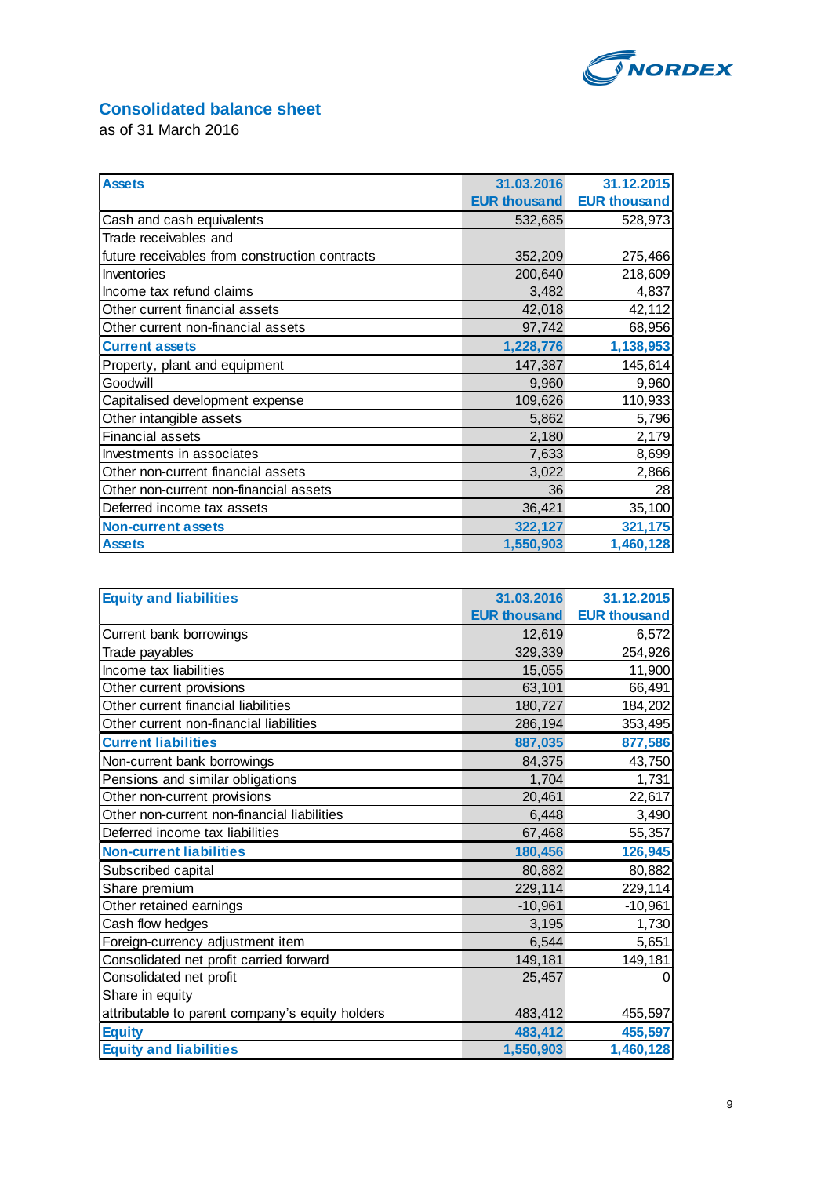## Consolidated balance sheet

as of 31 March 2016

| Assets | 31.03.2016 EUR thousand | 31.12.2015 EUR thousand |
|---|---|---|
| Cash and cash equivalents | 532,685 | 528,973 |
| Trade receivables and future receivables from construction contracts | 352,209 | 275,466 |
| Inventories | 200,640 | 218,609 |
| Income tax refund claims | 3,482 | 4,837 |
| Other current financial assets | 42,018 | 42,112 |
| Other current non-financial assets | 97,742 | 68,956 |
| **Current assets** | **1,228,776** | **1,138,953** |
| Property, plant and equipment | 147,387 | 145,614 |
| Goodwill | 9,960 | 9,960 |
| Capitalised development expense | 109,626 | 110,933 |
| Other intangible assets | 5,862 | 5,796 |
| Financial assets | 2,180 | 2,179 |
| Investments in associates | 7,633 | 8,699 |
| Other non-current financial assets | 3,022 | 2,866 |
| Other non-current non-financial assets | 36 | 28 |
| Deferred income tax assets | 36,421 | 35,100 |
| **Non-current assets** | **322,127** | **321,175** |
| **Assets** | **1,550,903** | **1,460,128** |

| Equity and liabilities | 31.03.2016 EUR thousand | 31.12.2015 EUR thousand |
|---|---|---|
| Current bank borrowings | 12,619 | 6,572 |
| Trade payables | 329,339 | 254,926 |
| Income tax liabilities | 15,055 | 11,900 |
| Other current provisions | 63,101 | 66,491 |
| Other current financial liabilities | 180,727 | 184,202 |
| Other current non-financial liabilities | 286,194 | 353,495 |
| **Current liabilities** | **887,035** | **877,586** |
| Non-current bank borrowings | 84,375 | 43,750 |
| Pensions and similar obligations | 1,704 | 1,731 |
| Other non-current provisions | 20,461 | 22,617 |
| Other non-current non-financial liabilities | 6,448 | 3,490 |
| Deferred income tax liabilities | 67,468 | 55,357 |
| **Non-current liabilities** | **180,456** | **126,945** |
| Subscribed capital | 80,882 | 80,882 |
| Share premium | 229,114 | 229,114 |
| Other retained earnings | -10,961 | -10,961 |
| Cash flow hedges | 3,195 | 1,730 |
| Foreign-currency adjustment item | 6,544 | 5,651 |
| Consolidated net profit carried forward | 149,181 | 149,181 |
| Consolidated net profit | 25,457 | 0 |
| Share in equity attributable to parent company's equity holders | 483,412 | 455,597 |
| **Equity** | **483,412** | **455,597** |
| **Equity and liabilities** | **1,550,903** | **1,460,128** |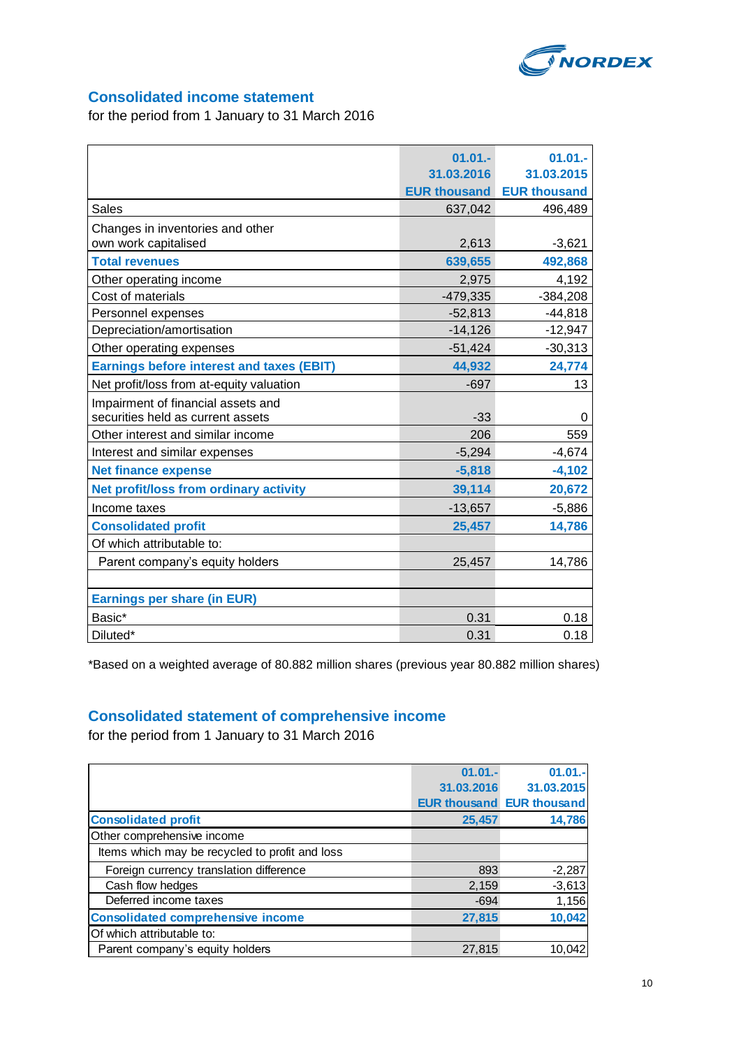## Consolidated income statement

for the period from 1 January to 31 March 2016

| | 01.01.-31.03.2016 EUR thousand | 01.01.-31.03.2015 EUR thousand |
|---|---|---|
| Sales | 637,042 | 496,489 |
| Changes in inventories and other own work capitalised | 2,613 | -3,621 |
| **Total revenues** | **639,655** | **492,868** |
| Other operating income | 2,975 | 4,192 |
| Cost of materials | -479,335 | -384,208 |
| Personnel expenses | -52,813 | -44,818 |
| Depreciation/amortisation | -14,126 | -12,947 |
| Other operating expenses | -51,424 | -30,313 |
| **Earnings before interest and taxes (EBIT)** | **44,932** | **24,774** |
| Net profit/loss from at-equity valuation | -697 | 13 |
| Impairment of financial assets and securities held as current assets | -33 | 0 |
| Other interest and similar income | 206 | 559 |
| Interest and similar expenses | -5,294 | -4,674 |
| **Net finance expense** | **-5,818** | **-4,102** |
| **Net profit/loss from ordinary activity** | **39,114** | **20,672** |
| Income taxes | -13,657 | -5,886 |
| **Consolidated profit** | **25,457** | **14,786** |
| Of which attributable to: | | |
| Parent company's equity holders | 25,457 | 14,786 |
| | | |
| **Earnings per share (in EUR)** | | |
| Basic* | 0.31 | 0.18 |
| Diluted* | 0.31 | 0.18 |

*Based on a weighted average of 80.882 million shares (previous year 80.882 million shares)

## Consolidated statement of comprehensive income

for the period from 1 January to 31 March 2016

| | 01.01.-31.03.2016 EUR thousand | 01.01.-31.03.2015 EUR thousand |
|---|---|---|
| **Consolidated profit** | **25,457** | **14,786** |
| Other comprehensive income | | |
| Items which may be recycled to profit and loss | | |
| Foreign currency translation difference | 893 | -2,287 |
| Cash flow hedges | 2,159 | -3,613 |
| Deferred income taxes | -694 | 1,156 |
| **Consolidated comprehensive income** | **27,815** | **10,042** |
| Of which attributable to: | | |
| Parent company's equity holders | 27,815 | 10,042 |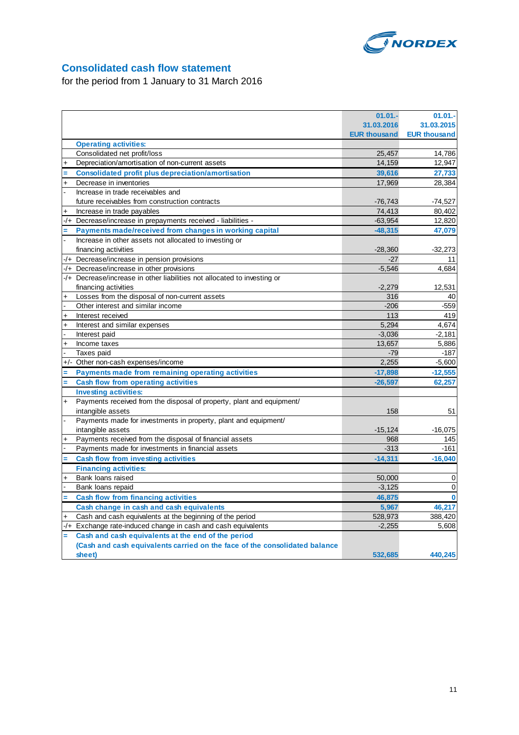# Consolidated cash flow statement

for the period from 1 January to 31 March 2016

| | | 01.01.-31.03.2016 EUR thousand | 01.01.-31.03.2015 EUR thousand |
|---|---|---|---|
| | **Operating activities:** | | |
| | Consolidated net profit/loss | 25,457 | 14,786 |
| + | Depreciation/amortisation of non-current assets | 14,159 | 12,947 |
| = | **Consolidated profit plus depreciation/amortisation** | **39,616** | **27,733** |
| + | Decrease in inventories | 17,969 | 28,384 |
| - | Increase in trade receivables and future receivables from construction contracts | -76,743 | -74,527 |
| + | Increase in trade payables | 74,413 | 80,402 |
| -/+ | Decrease/increase in prepayments received - liabilities - | -63,954 | 12,820 |
| = | **Payments made/received from changes in working capital** | **-48,315** | **47,079** |
| - | Increase in other assets not allocated to investing or financing activities | -28,360 | -32,273 |
| -/+ | Decrease/increase in pension provisions | -27 | 11 |
| -/+ | Decrease/increase in other provisions | -5,546 | 4,684 |
| -/+ | Decrease/increase in other liabilities not allocated to investing or financing activities | -2,279 | 12,531 |
| + | Losses from the disposal of non-current assets | 316 | 40 |
| - | Other interest and similar income | -206 | -559 |
| + | Interest received | 113 | 419 |
| + | Interest and similar expenses | 5,294 | 4,674 |
| - | Interest paid | -3,036 | -2,181 |
| + | Income taxes | 13,657 | 5,886 |
| - | Taxes paid | -79 | -187 |
| +/- | Other non-cash expenses/income | 2,255 | -5,600 |
| = | **Payments made from remaining operating activities** | **-17,898** | **-12,555** |
| = | **Cash flow from operating activities** | **-26,597** | **62,257** |
| | **Investing activities:** | | |
| + | Payments received from the disposal of property, plant and equipment/ intangible assets | 158 | 51 |
| - | Payments made for investments in property, plant and equipment/ intangible assets | -15,124 | -16,075 |
| + | Payments received from the disposal of financial assets | 968 | 145 |
| - | Payments made for investments in financial assets | -313 | -161 |
| = | **Cash flow from investing activities** | **-14,311** | **-16,040** |
| | **Financing activities:** | | |
| + | Bank loans raised | 50,000 | 0 |
| - | Bank loans repaid | -3,125 | 0 |
| = | **Cash flow from financing activities** | **46,875** | **0** |
| | **Cash change in cash and cash equivalents** | **5,967** | **46,217** |
| + | Cash and cash equivalents at the beginning of the period | 528,973 | 388,420 |
| -/+ | Exchange rate-induced change in cash and cash equivalents | -2,255 | 5,608 |
| = | **Cash and cash equivalents at the end of the period (Cash and cash equivalents carried on the face of the consolidated balance sheet)** | **532,685** | **440,245** |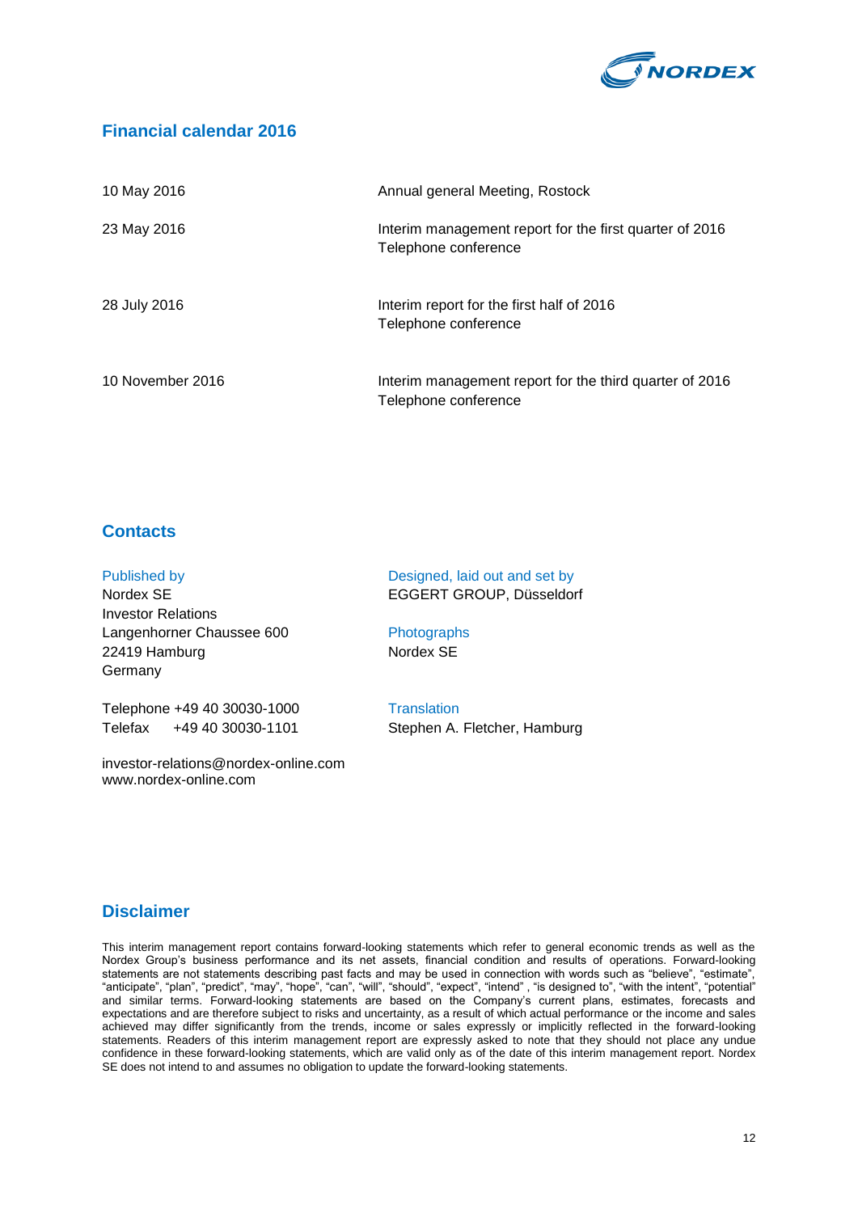## Financial calendar 2016

| | |
|---|---|
| 10 May 2016 | Annual general Meeting, Rostock |
| 23 May 2016 | Interim management report for the first quarter of 2016<br>Telephone conference |
| 28 July 2016 | Interim report for the first half of 2016<br>Telephone conference |
| 10 November 2016 | Interim management report for the third quarter of 2016<br>Telephone conference |

## Contacts

Published by
Nordex SE
Investor Relations
Langenhorner Chaussee 600
22419 Hamburg
Germany

Telephone +49 40 30030-1000
Telefax +49 40 30030-1101

investor-relations@nordex-online.com
www.nordex-online.com

Designed, laid out and set by
EGGERT GROUP, Düsseldorf

Photographs
Nordex SE

Translation
Stephen A. Fletcher, Hamburg

## Disclaimer

This interim management report contains forward-looking statements which refer to general economic trends as well as the Nordex Group's business performance and its net assets, financial condition and results of operations. Forward-looking statements are not statements describing past facts and may be used in connection with words such as "believe", "estimate", "anticipate", "plan", "predict", "may", "hope", "can", "will", "should", "expect", "intend" , "is designed to", "with the intent", "potential" and similar terms. Forward-looking statements are based on the Company's current plans, estimates, forecasts and expectations and are therefore subject to risks and uncertainty, as a result of which actual performance or the income and sales achieved may differ significantly from the trends, income or sales expressly or implicitly reflected in the forward-looking statements. Readers of this interim management report are expressly asked to note that they should not place any undue confidence in these forward-looking statements, which are valid only as of the date of this interim management report. Nordex SE does not intend to and assumes no obligation to update the forward-looking statements.